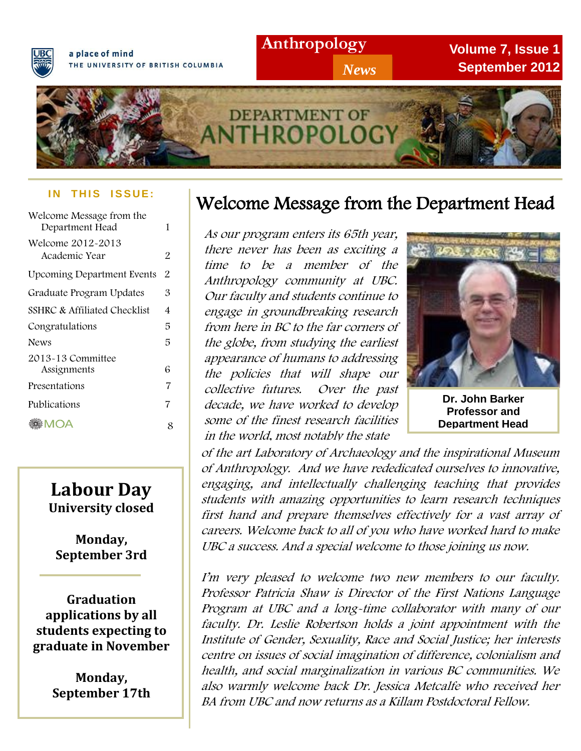a place of mind
THE UNIVERSITY OF BRITISH COLUMBIA

# Anthropology News

Volume 7, Issue 1
September 2012

DEPARTMENT OF ANTHROPOLOGY

**IN THIS ISSUE:**

| | |
|---|---|
| Welcome Message from the Department Head | 1 |
| Welcome 2012-2013 Academic Year | 2 |
| Upcoming Department Events | 2 |
| Graduate Program Updates | 3 |
| SSHRC & Affiliated Checklist | 4 |
| Congratulations | 5 |
| News | 5 |
| 2013-13 Committee Assignments | 6 |
| Presentations | 7 |
| Publications | 7 |
| MOA | 8 |

**Labour Day**
**University closed**

**Monday, September 3rd**

**Graduation applications by all students expecting to graduate in November**

**Monday, September 17th**

## Welcome Message from the Department Head

*As our program enters its 65th year, there never has been as exciting a time to be a member of the Anthropology community at UBC. Our faculty and students continue to engage in groundbreaking research from here in BC to the far corners of the globe, from studying the earliest appearance of humans to addressing the policies that will shape our collective futures. Over the past decade, we have worked to develop some of the finest research facilities in the world, most notably the state of the art Laboratory of Archaeology and the inspirational Museum of Anthropology. And we have rededicated ourselves to innovative, engaging, and intellectually challenging teaching that provides students with amazing opportunities to learn research techniques first hand and prepare themselves effectively for a vast array of careers. Welcome back to all of you who have worked hard to make UBC a success. And a special welcome to those joining us now.*

**Dr. John Barker**
**Professor and Department Head**

*I'm very pleased to welcome two new members to our faculty. Professor Patricia Shaw is Director of the First Nations Language Program at UBC and a long-time collaborator with many of our faculty. Dr. Leslie Robertson holds a joint appointment with the Institute of Gender, Sexuality, Race and Social Justice; her interests centre on issues of social imagination of difference, colonialism and health, and social marginalization in various BC communities. We also warmly welcome back Dr. Jessica Metcalfe who received her BA from UBC and now returns as a Killam Postdoctoral Fellow.*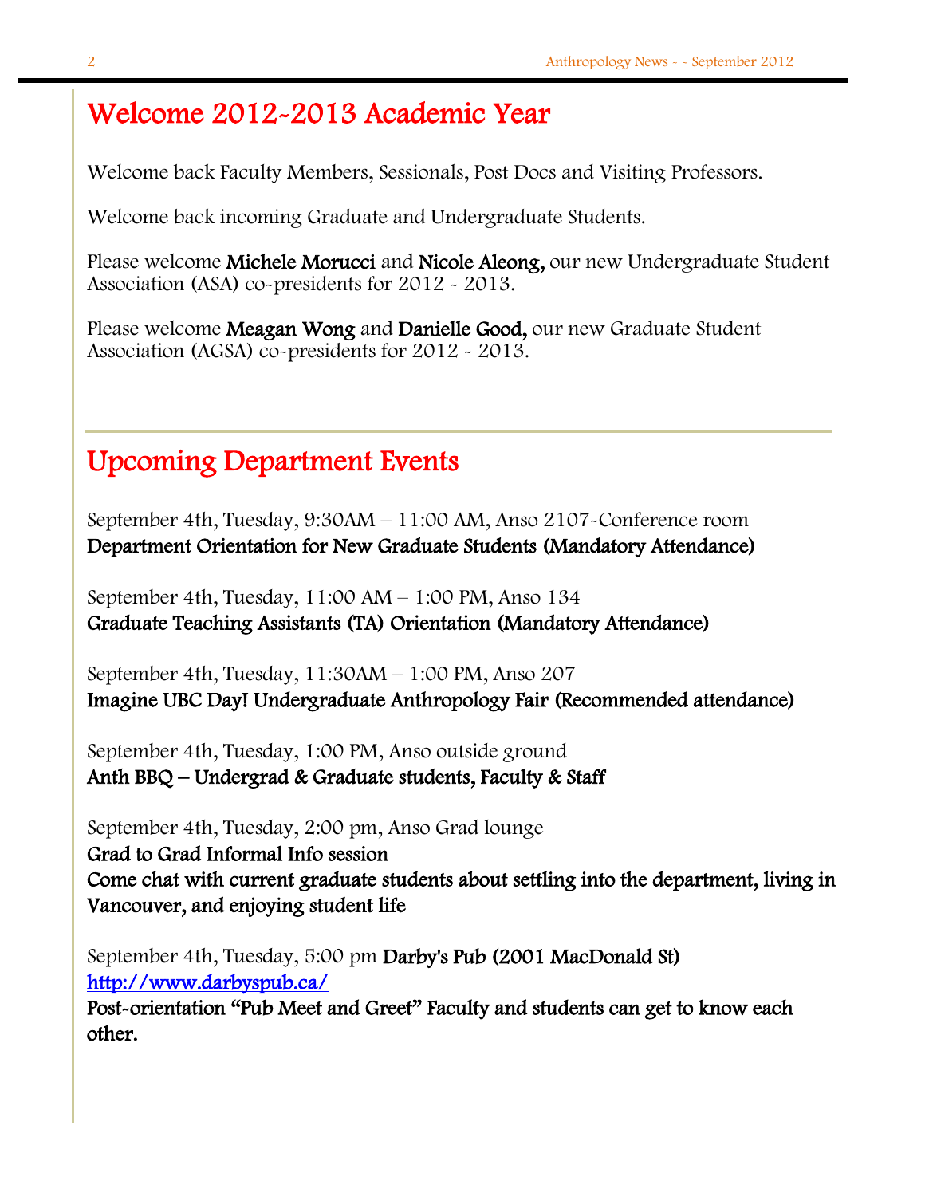# Welcome 2012-2013 Academic Year

Welcome back Faculty Members, Sessionals, Post Docs and Visiting Professors.

Welcome back incoming Graduate and Undergraduate Students.

Please welcome **Michele Morucci** and **Nicole Aleong,** our new Undergraduate Student Association (ASA) co-presidents for 2012 - 2013.

Please welcome **Meagan Wong** and **Danielle Good,** our new Graduate Student Association (AGSA) co-presidents for 2012 - 2013.

# Upcoming Department Events

September 4th, Tuesday, 9:30AM – 11:00 AM, Anso 2107-Conference room
**Department Orientation for New Graduate Students (Mandatory Attendance)**

September 4th, Tuesday, 11:00 AM – 1:00 PM, Anso 134
**Graduate Teaching Assistants (TA) Orientation (Mandatory Attendance)**

September 4th, Tuesday, 11:30AM – 1:00 PM, Anso 207
**Imagine UBC Day! Undergraduate Anthropology Fair (Recommended attendance)**

September 4th, Tuesday, 1:00 PM, Anso outside ground
**Anth BBQ – Undergrad & Graduate students, Faculty & Staff**

September 4th, Tuesday, 2:00 pm, Anso Grad lounge
**Grad to Grad Informal Info session**
**Come chat with current graduate students about settling into the department, living in Vancouver, and enjoying student life**

September 4th, Tuesday, 5:00 pm **Darby's Pub (2001 MacDonald St)**
http://www.darbyspub.ca/
**Post-orientation "Pub Meet and Greet" Faculty and students can get to know each other.**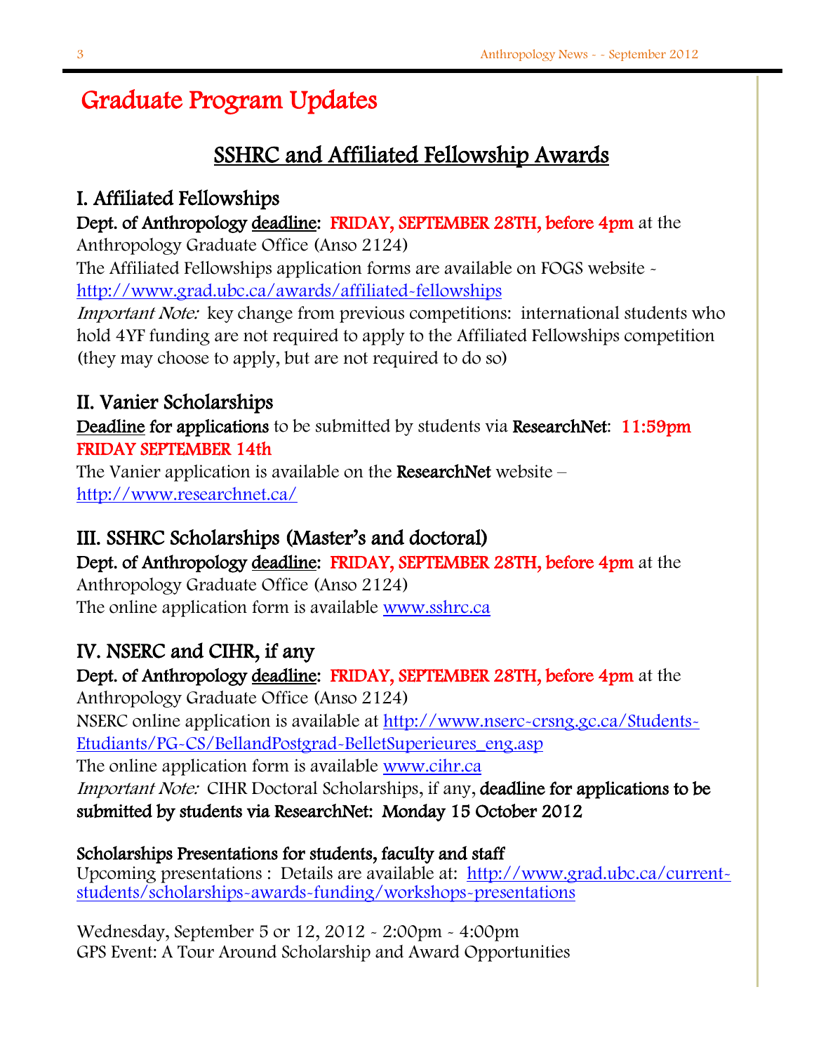# Graduate Program Updates

## SSHRC and Affiliated Fellowship Awards

### I. Affiliated Fellowships

**Dept. of Anthropology deadline: FRIDAY, SEPTEMBER 28TH, before 4pm** at the Anthropology Graduate Office (Anso 2124)

The Affiliated Fellowships application forms are available on FOGS website - http://www.grad.ubc.ca/awards/affiliated-fellowships

*Important Note:* key change from previous competitions: international students who hold 4YF funding are not required to apply to the Affiliated Fellowships competition (they may choose to apply, but are not required to do so)

### II. Vanier Scholarships

**Deadline for applications** to be submitted by students via **ResearchNet**: **11:59pm FRIDAY SEPTEMBER 14th**

The Vanier application is available on the **ResearchNet** website – http://www.researchnet.ca/

### III. SSHRC Scholarships (Master's and doctoral)

**Dept. of Anthropology deadline: FRIDAY, SEPTEMBER 28TH, before 4pm** at the Anthropology Graduate Office (Anso 2124)

The online application form is available www.sshrc.ca

### IV. NSERC and CIHR, if any

**Dept. of Anthropology deadline: FRIDAY, SEPTEMBER 28TH, before 4pm** at the Anthropology Graduate Office (Anso 2124)

NSERC online application is available at http://www.nserc-crsng.gc.ca/Students-Etudiants/PG-CS/BellandPostgrad-BelletSuperieures_eng.asp

The online application form is available www.cihr.ca

*Important Note:* CIHR Doctoral Scholarships, if any, **deadline for applications to be submitted by students via ResearchNet: Monday 15 October 2012**

**Scholarships Presentations for students, faculty and staff**

Upcoming presentations : Details are available at: http://www.grad.ubc.ca/current-students/scholarships-awards-funding/workshops-presentations

Wednesday, September 5 or 12, 2012 - 2:00pm - 4:00pm
GPS Event: A Tour Around Scholarship and Award Opportunities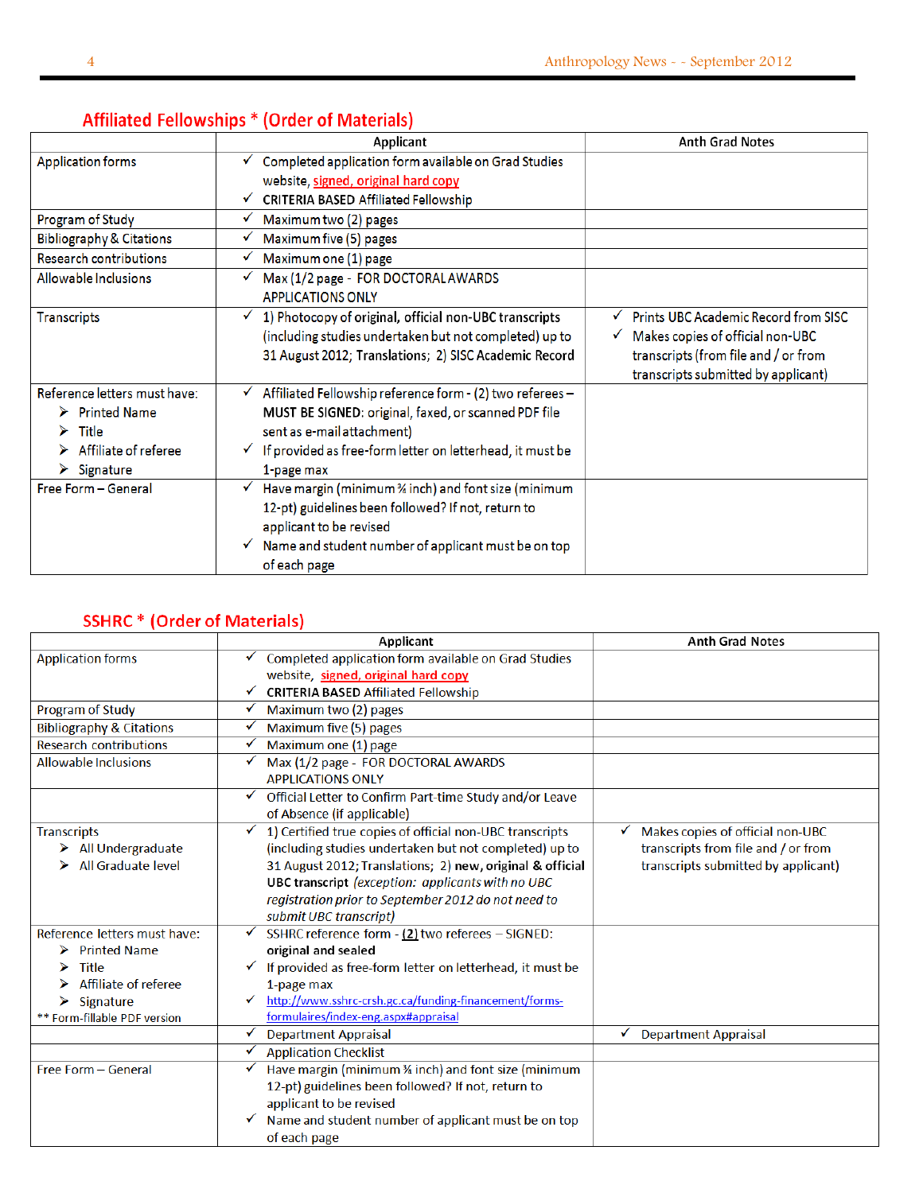## Affiliated Fellowships * (Order of Materials)

| | Applicant | Anth Grad Notes |
|---|---|---|
| Application forms | ✓ Completed application form available on Grad Studies website, signed, original hard copy<br>✓ CRITERIA BASED Affiliated Fellowship | |
| Program of Study | ✓ Maximum two (2) pages | |
| Bibliography & Citations | ✓ Maximum five (5) pages | |
| Research contributions | ✓ Maximum one (1) page | |
| Allowable Inclusions | ✓ Max (1/2 page - FOR DOCTORAL AWARDS APPLICATIONS ONLY | |
| Transcripts | ✓ 1) Photocopy of original, official non-UBC transcripts (including studies undertaken but not completed) up to 31 August 2012; Translations; 2) SISC Academic Record | ✓ Prints UBC Academic Record from SISC<br>✓ Makes copies of official non-UBC transcripts (from file and / or from transcripts submitted by applicant) |
| Reference letters must have:<br>➢ Printed Name<br>➢ Title<br>➢ Affiliate of referee<br>➢ Signature | ✓ Affiliated Fellowship reference form - (2) two referees – MUST BE SIGNED: original, faxed, or scanned PDF file sent as e-mail attachment)<br>✓ If provided as free-form letter on letterhead, it must be 1-page max | |
| Free Form – General | ✓ Have margin (minimum ¾ inch) and font size (minimum 12-pt) guidelines been followed? If not, return to applicant to be revised<br>✓ Name and student number of applicant must be on top of each page | |

## SSHRC * (Order of Materials)

| | Applicant | Anth Grad Notes |
|---|---|---|
| Application forms | ✓ Completed application form available on Grad Studies website, signed, original hard copy<br>✓ CRITERIA BASED Affiliated Fellowship | |
| Program of Study | ✓ Maximum two (2) pages | |
| Bibliography & Citations | ✓ Maximum five (5) pages | |
| Research contributions | ✓ Maximum one (1) page | |
| Allowable Inclusions | ✓ Max (1/2 page - FOR DOCTORAL AWARDS APPLICATIONS ONLY | |
| | ✓ Official Letter to Confirm Part-time Study and/or Leave of Absence (if applicable) | |
| Transcripts<br>➢ All Undergraduate<br>➢ All Graduate level | ✓ 1) Certified true copies of official non-UBC transcripts (including studies undertaken but not completed) up to 31 August 2012; Translations; 2) **new, original & official UBC transcript** *(exception: applicants with no UBC registration prior to September 2012 do not need to submit UBC transcript)* | ✓ Makes copies of official non-UBC transcripts (from file and / or from transcripts submitted by applicant) |
| Reference letters must have:<br>➢ Printed Name<br>➢ Title<br>➢ Affiliate of referee<br>➢ Signature<br>** Form-fillable PDF version | ✓ SSHRC reference form - (2) two referees – SIGNED: **original and sealed**<br>✓ If provided as free-form letter on letterhead, it must be 1-page max<br>✓ http://www.sshrc-crsh.gc.ca/funding-financement/forms-formulaires/index-eng.aspx#appraisal | |
| | ✓ Department Appraisal | ✓ Department Appraisal |
| | ✓ Application Checklist | |
| Free Form – General | ✓ Have margin (minimum ¾ inch) and font size (minimum 12-pt) guidelines been followed? If not, return to applicant to be revised<br>✓ Name and student number of applicant must be on top of each page | |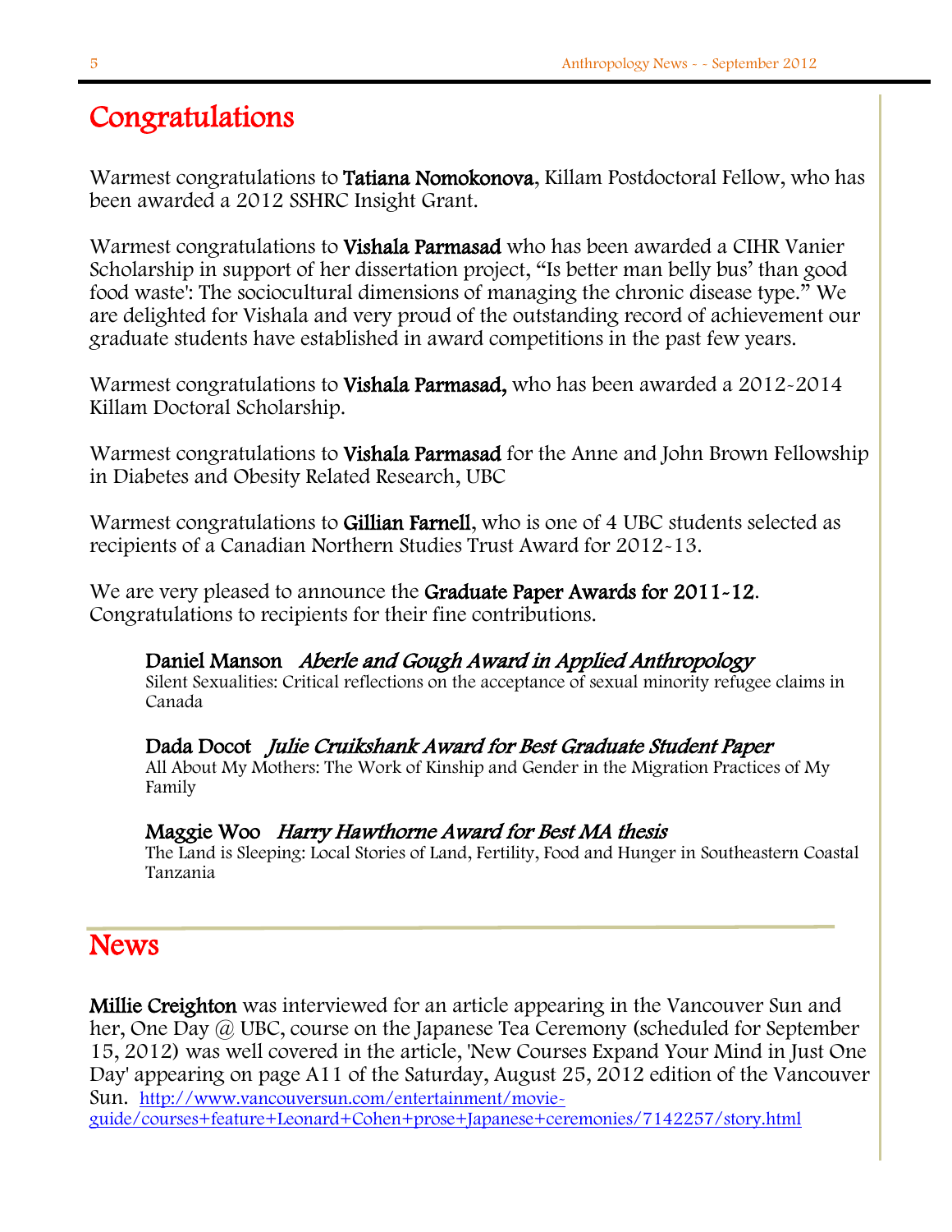# Congratulations

Warmest congratulations to **Tatiana Nomokonova**, Killam Postdoctoral Fellow, who has been awarded a 2012 SSHRC Insight Grant.

Warmest congratulations to **Vishala Parmasad** who has been awarded a CIHR Vanier Scholarship in support of her dissertation project, "Is better man belly bus' than good food waste': The sociocultural dimensions of managing the chronic disease type." We are delighted for Vishala and very proud of the outstanding record of achievement our graduate students have established in award competitions in the past few years.

Warmest congratulations to **Vishala Parmasad,** who has been awarded a 2012-2014 Killam Doctoral Scholarship.

Warmest congratulations to **Vishala Parmasad** for the Anne and John Brown Fellowship in Diabetes and Obesity Related Research, UBC

Warmest congratulations to **Gillian Farnell**, who is one of 4 UBC students selected as recipients of a Canadian Northern Studies Trust Award for 2012-13.

We are very pleased to announce the **Graduate Paper Awards for 2011-12**. Congratulations to recipients for their fine contributions.

**Daniel Manson** *Aberle and Gough Award in Applied Anthropology*
Silent Sexualities: Critical reflections on the acceptance of sexual minority refugee claims in Canada

**Dada Docot** *Julie Cruikshank Award for Best Graduate Student Paper*
All About My Mothers: The Work of Kinship and Gender in the Migration Practices of My Family

**Maggie Woo** *Harry Hawthorne Award for Best MA thesis*
The Land is Sleeping: Local Stories of Land, Fertility, Food and Hunger in Southeastern Coastal Tanzania

# News

**Millie Creighton** was interviewed for an article appearing in the Vancouver Sun and her, One Day @ UBC, course on the Japanese Tea Ceremony (scheduled for September 15, 2012) was well covered in the article, 'New Courses Expand Your Mind in Just One Day' appearing on page A11 of the Saturday, August 25, 2012 edition of the Vancouver Sun. http://www.vancouversun.com/entertainment/movie-guide/courses+feature+Leonard+Cohen+prose+Japanese+ceremonies/7142257/story.html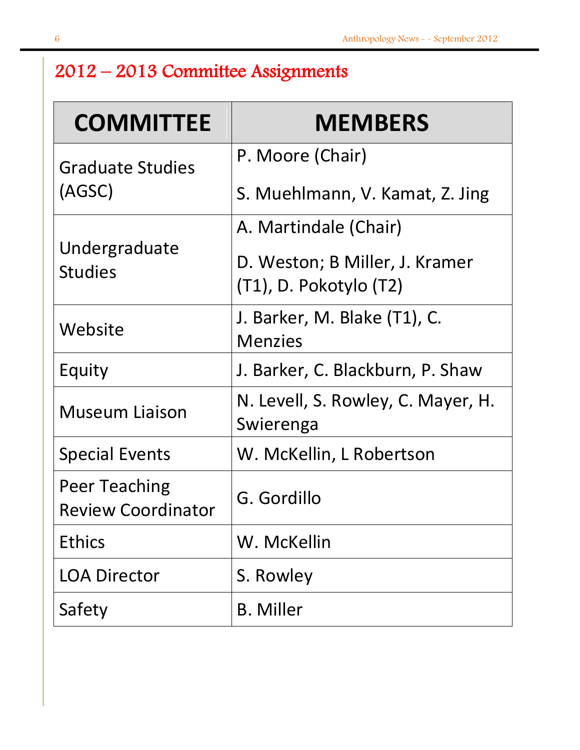## 2012 – 2013 Committee Assignments

| COMMITTEE | MEMBERS |
|---|---|
| Graduate Studies (AGSC) | P. Moore (Chair)<br>S. Muehlmann, V. Kamat, Z. Jing |
| Undergraduate Studies | A. Martindale (Chair)<br>D. Weston; B Miller, J. Kramer (T1), D. Pokotylo (T2) |
| Website | J. Barker, M. Blake (T1), C. Menzies |
| Equity | J. Barker, C. Blackburn, P. Shaw |
| Museum Liaison | N. Levell, S. Rowley, C. Mayer, H. Swierenga |
| Special Events | W. McKellin, L Robertson |
| Peer Teaching Review Coordinator | G. Gordillo |
| Ethics | W. McKellin |
| LOA Director | S. Rowley |
| Safety | B. Miller |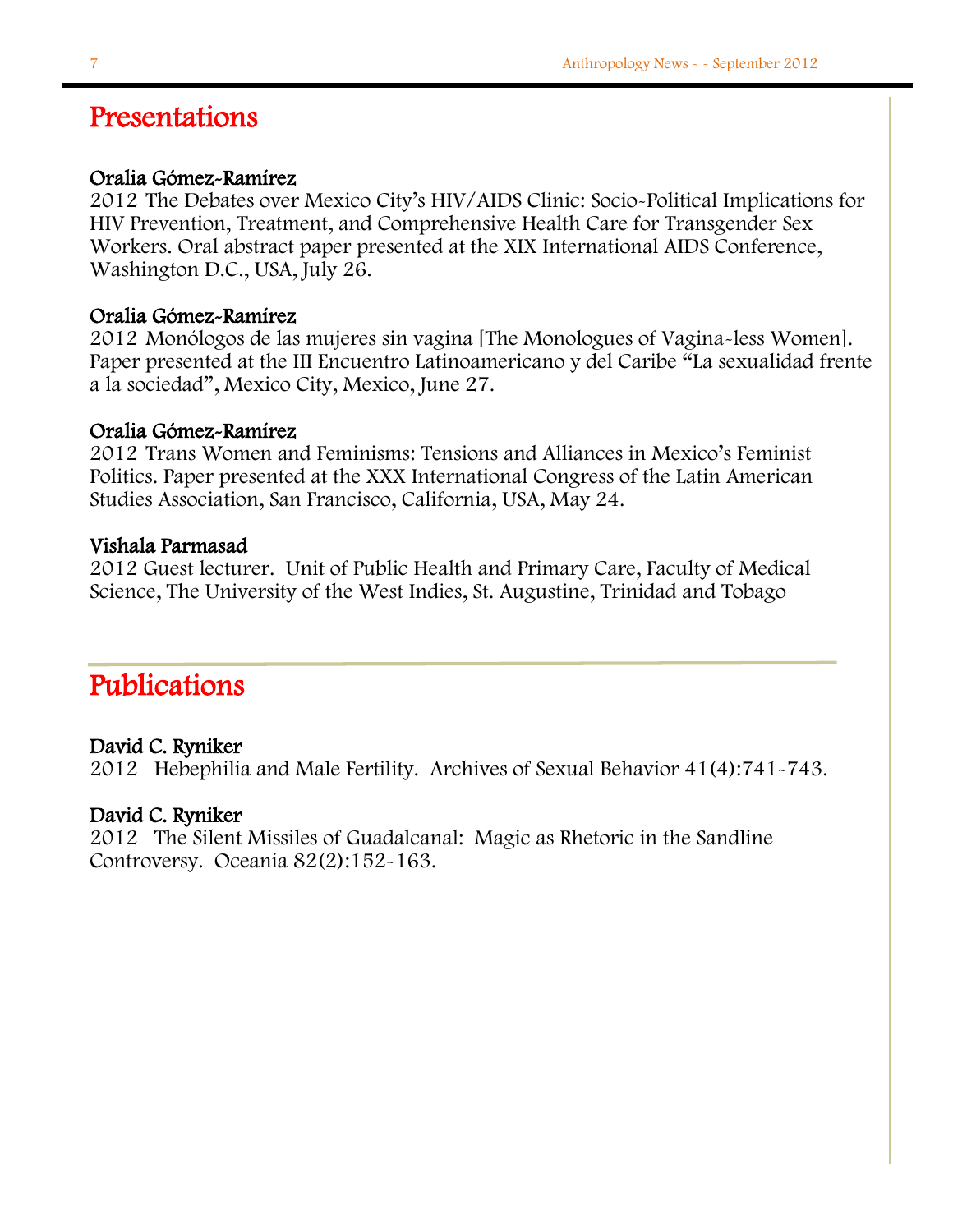# Presentations

**Oralia Gómez-Ramírez**
2012 The Debates over Mexico City's HIV/AIDS Clinic: Socio-Political Implications for HIV Prevention, Treatment, and Comprehensive Health Care for Transgender Sex Workers. Oral abstract paper presented at the XIX International AIDS Conference, Washington D.C., USA, July 26.

**Oralia Gómez-Ramírez**
2012 Monólogos de las mujeres sin vagina [The Monologues of Vagina-less Women]. Paper presented at the III Encuentro Latinoamericano y del Caribe "La sexualidad frente a la sociedad", Mexico City, Mexico, June 27.

**Oralia Gómez-Ramírez**
2012 Trans Women and Feminisms: Tensions and Alliances in Mexico's Feminist Politics. Paper presented at the XXX International Congress of the Latin American Studies Association, San Francisco, California, USA, May 24.

**Vishala Parmasad**
2012 Guest lecturer. Unit of Public Health and Primary Care, Faculty of Medical Science, The University of the West Indies, St. Augustine, Trinidad and Tobago

# Publications

**David C. Ryniker**
2012 Hebephilia and Male Fertility. Archives of Sexual Behavior 41(4):741-743.

**David C. Ryniker**
2012 The Silent Missiles of Guadalcanal: Magic as Rhetoric in the Sandline Controversy. Oceania 82(2):152-163.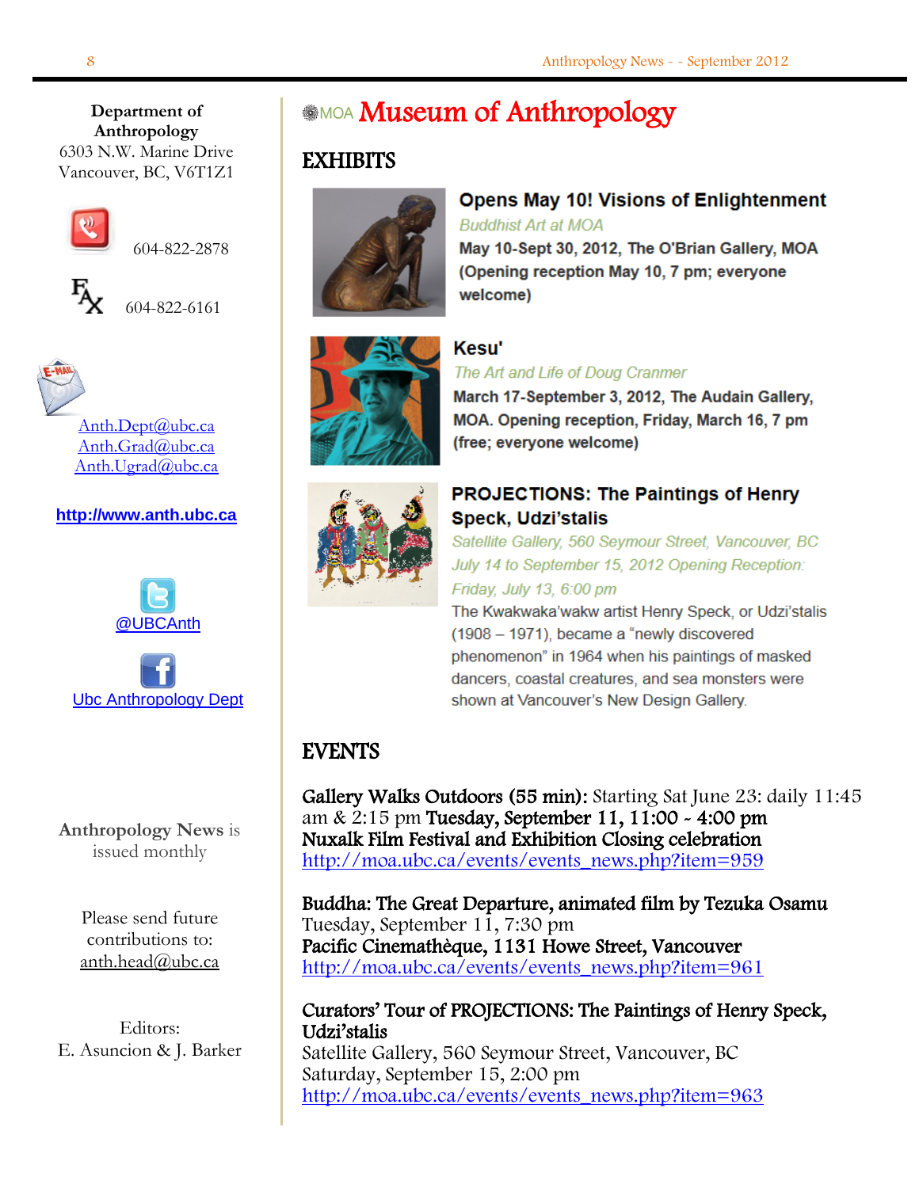**Department of Anthropology**
6303 N.W. Marine Drive
Vancouver, BC, V6T1Z1

604-822-2878

604-822-6161

Anth.Dept@ubc.ca
Anth.Grad@ubc.ca
Anth.Ugrad@ubc.ca

**http://www.anth.ubc.ca**

@UBCAnth

Ubc Anthropology Dept

**Anthropology News** is issued monthly

Please send future contributions to:
anth.head@ubc.ca

Editors:
E. Asuncion & J. Barker

# MOA Museum of Anthropology

## EXHIBITS

**Opens May 10! Visions of Enlightenment**

*Buddhist Art at MOA*

**May 10-Sept 30, 2012, The O'Brian Gallery, MOA (Opening reception May 10, 7 pm; everyone welcome)**

**Kesu'**

*The Art and Life of Doug Cranmer*

**March 17-September 3, 2012, The Audain Gallery, MOA. Opening reception, Friday, March 16, 7 pm (free; everyone welcome)**

**PROJECTIONS: The Paintings of Henry Speck, Udzi'stalis**

*Satellite Gallery, 560 Seymour Street, Vancouver, BC*

*July 14 to September 15, 2012 Opening Reception: Friday, July 13, 6:00 pm*

The Kwakwaka'wakw artist Henry Speck, or Udzi'stalis (1908 – 1971), became a "newly discovered phenomenon" in 1964 when his paintings of masked dancers, coastal creatures, and sea monsters were shown at Vancouver's New Design Gallery.

## EVENTS

**Gallery Walks Outdoors (55 min):** Starting Sat June 23: daily 11:45 am & 2:15 pm **Tuesday, September 11, 11:00 - 4:00 pm**
**Nuxalk Film Festival and Exhibition Closing celebration**
http://moa.ubc.ca/events/events_news.php?item=959

**Buddha: The Great Departure, animated film by Tezuka Osamu**
Tuesday, September 11, 7:30 pm
**Pacific Cinemathèque, 1131 Howe Street, Vancouver**
http://moa.ubc.ca/events/events_news.php?item=961

**Curators' Tour of PROJECTIONS: The Paintings of Henry Speck, Udzi'stalis**
Satellite Gallery, 560 Seymour Street, Vancouver, BC
Saturday, September 15, 2:00 pm
http://moa.ubc.ca/events/events_news.php?item=963